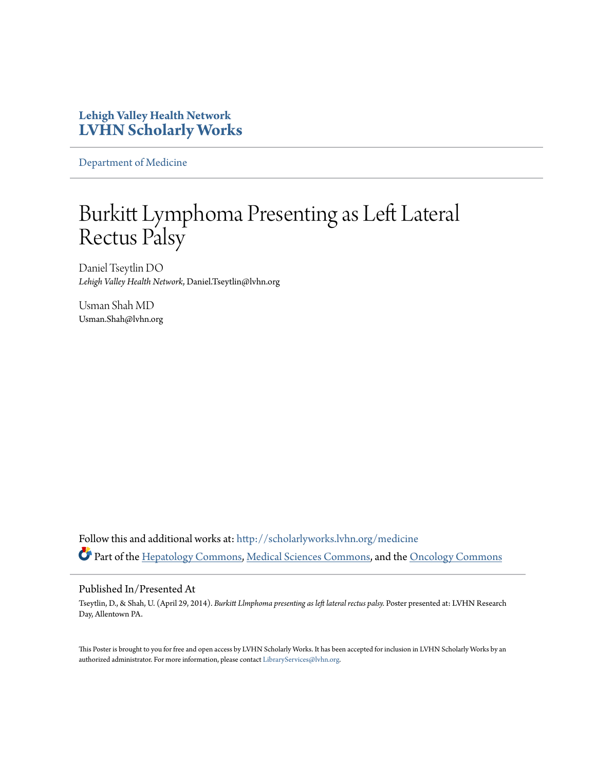**Lehigh Valley Health Network**
**LVHN Scholarly Works**

Department of Medicine

# Burkitt Lymphoma Presenting as Left Lateral Rectus Palsy

Daniel Tseytlin DO
*Lehigh Valley Health Network*, Daniel.Tseytlin@lvhn.org

Usman Shah MD
Usman.Shah@lvhn.org

Follow this and additional works at: http://scholarlyworks.lvhn.org/medicine

Part of the Hepatology Commons, Medical Sciences Commons, and the Oncology Commons

## Published In/Presented At

Tseytlin, D., & Shah, U. (April 29, 2014). *Burkitt Llmphoma presenting as left lateral rectus palsy.* Poster presented at: LVHN Research Day, Allentown PA.

This Poster is brought to you for free and open access by LVHN Scholarly Works. It has been accepted for inclusion in LVHN Scholarly Works by an authorized administrator. For more information, please contact LibraryServices@lvhn.org.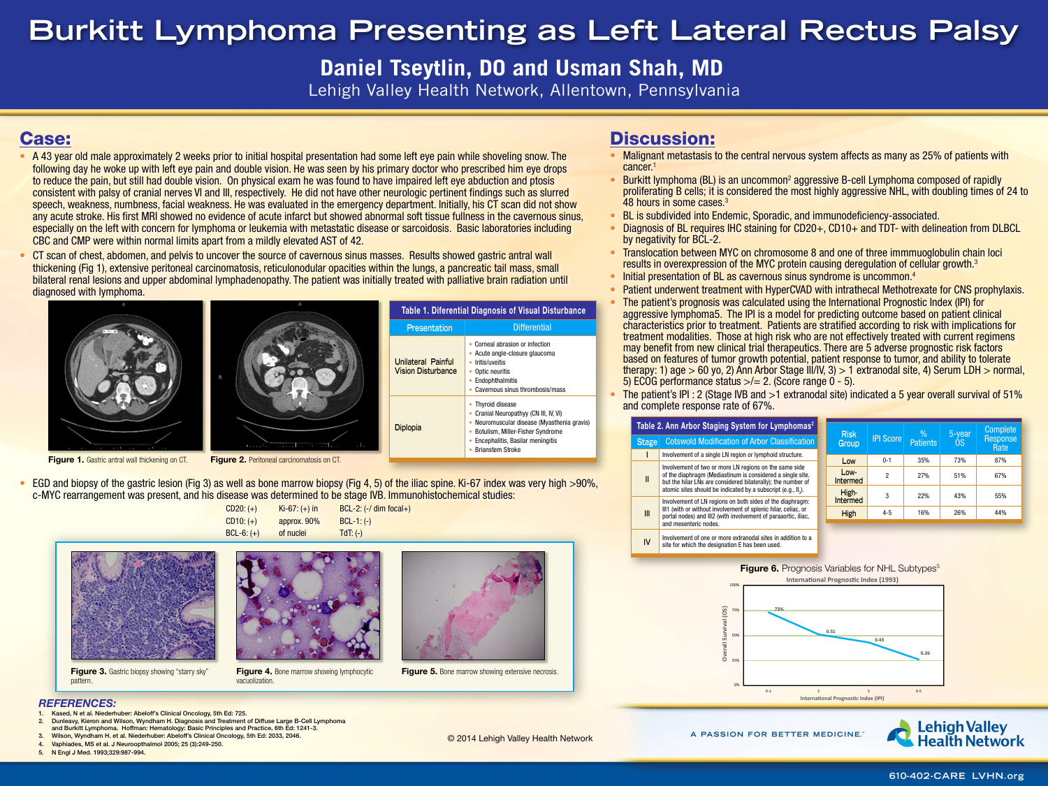# Burkitt Lymphoma Presenting as Left Lateral Rectus Palsy

**Daniel Tseytlin, DO and Usman Shah, MD**

Lehigh Valley Health Network, Allentown, Pennsylvania

## Case:

- A 43 year old male approximately 2 weeks prior to initial hospital presentation had some left eye pain while shoveling snow. The following day he woke up with left eye pain and double vision. He was seen by his primary doctor who prescribed him eye drops to reduce the pain, but still had double vision. On physical exam he was found to have impaired left eye abduction and ptosis consistent with palsy of cranial nerves VI and III, respectively. He did not have other neurologic pertinent findings such as slurred speech, weakness, numbness, facial weakness. He was evaluated in the emergency department. Initially, his CT scan did not show any acute stroke. His first MRI showed no evidence of acute infarct but showed abnormal soft tissue fullness in the cavernous sinus, especially on the left with concern for lymphoma or leukemia with metastatic disease or sarcoidosis. Basic laboratories including CBC and CMP were within normal limits apart from a mildly elevated AST of 42.
- CT scan of chest, abdomen, and pelvis to uncover the source of cavernous sinus masses. Results showed gastric antral wall thickening (Fig 1), extensive peritoneal carcinomatosis, reticulonodular opacities within the lungs, a pancreatic tail mass, small bilateral renal lesions and upper abdominal lymphadenopathy. The patient was initially treated with palliative brain radiation until diagnosed with lymphoma.

**Figure 1.** Gastric antral wall thickening on CT.

**Figure 2.** Peritoneal carcinomatosis on CT.

**Table 1. Differential Diagnosis of Visual Disturbance**

| Presentation | Differential |
|---|---|
| Unilateral Painful Vision Disturbance | • Corneal abrasion or infection<br>• Acute angle-closure glaucoma<br>• Iritis/uveitis<br>• Optic neuritis<br>• Endophthalmitis<br>• Cavernous sinus thrombosis/mass |
| Diplopia | • Thyroid disease<br>• Cranial Neuropathyy (CN III, IV, VI)<br>• Neuromuscular disease (Myasthenia gravis)<br>• Botulism, Miller-Fisher Syndrome<br>• Encephalitis, Basilar meningitis<br>• Brianstem Stroke |

- EGD and biopsy of the gastric lesion (Fig 3) as well as bone marrow biopsy (Fig 4, 5) of the iliac spine. Ki-67 index was very high >90%, c-MYC rearrangement was present, and his disease was determined to be stage IVB. Immunohistochemical studies:

| | | |
|---|---|---|
| CD20: (+) | Ki-67: (+) in approx. 90% of nuclei | BCL-2: (-/ dim focal+) |
| CD10: (+) | | BCL-1: (-) |
| BCL-6: (+) | | TdT: (-) |

**Figure 3.** Gastric biopsy showing "starry sky" pattern.

**Figure 4.** Bone marrow showing lymphocytic vacuolization.

**Figure 5.** Bone marrow showing extensive necrosis.

## Discussion:

- Malignant metastasis to the central nervous system affects as many as 25% of patients with cancer.[1]
- Burkitt lymphoma (BL) is an uncommon[2] aggressive B-cell Lymphoma composed of rapidly proliferating B cells; it is considered the most highly aggressive NHL, with doubling times of 24 to 48 hours in some cases.[3]
- BL is subdivided into Endemic, Sporadic, and immunodeficiency-associated.
- Diagnosis of BL requires IHC staining for CD20+, CD10+ and TDT- with delineation from DLBCL by negativity for BCL-2.
- Translocation between MYC on chromosome 8 and one of three immmuoglobulin chain loci results in overexpression of the MYC protein causing deregulation of cellular growth.[3]
- Initial presentation of BL as cavernous sinus syndrome is uncommon.[4]
- Patient underwent treatment with HyperCVAD with intrathecal Methotrexate for CNS prophylaxis.
- The patient's prognosis was calculated using the International Prognostic Index (IPI) for aggressive lymphoma5. The IPI is a model for predicting outcome based on patient clinical characteristics prior to treatment. Patients are stratified according to risk with implications for treatment modalities. Those at high risk who are not effectively treated with current regimens may benefit from new clinical trial therapeutics. There are 5 adverse prognostic risk factors based on features of tumor growth potential, patient response to tumor, and ability to tolerate therapy: 1) age > 60 yo, 2) Ann Arbor Stage III/IV, 3) > 1 extranodal site, 4) Serum LDH > normal, 5) ECOG performance status >/= 2. (Score range 0 - 5).
- The patient's IPI : 2 (Stage IVB and >1 extranodal site) indicated a 5 year overall survival of 51% and complete response rate of 67%.

**Table 2. Ann Arbor Staging System for Lymphomas[2]**

| Stage | Cotswold Modification of Arbor Classification |
|---|---|
| I | Involvement of a single LN region or lymphoid structure. |
| II | Involvement of two or more LN regions on the same side of the diaphragm (Mediastinum is considered a single site, but the hilar LNs are considered bilaterally); the number of atomic sites should be indicated by a subscript (e.g., $II_3$). |
| III | Involvement of LN regions on both sides of the diaphragm: III1 (with or without involvement of splenic hilar, celiac, or portal nodes) and III2 (with involvement of paraaortic, iliac, and mesenteric nodes. |
| IV | Involvement of one or more extranodal sites in addition to a site for which the designation E has been used. |

| Risk Group | IPI Score | % Patients | 5-year OS | Complete Response Rate |
|---|---|---|---|---|
| Low | 0-1 | 35% | 73% | 87% |
| Low-Intermed | 2 | 27% | 51% | 67% |
| High-Intermed | 3 | 22% | 43% | 55% |
| High | 4-5 | 16% | 26% | 44% |

**Figure 6.** Prognosis Variables for NHL Subtypes[5]

International Prognostic Index (1993)

Overall Survival (OS)

100%
75%
50%
25%
0%

73%
0.51
0.43
0.26

0-1
2
3
4-5

International Prognostic Index (IPI)

### REFERENCES:

1. Kased, N et al. Niederhuber: Abeloff's Clinical Oncology, 5th Ed: 725.
2. Dunleavy, Kieron and Wilson, Wyndham H. Diagnosis and Treatment of Diffuse Large B-Cell Lymphoma and Burkitt Lymphoma. Hoffman: Hematology: Basic Principles and Practice, 6th Ed: 1241-3.
3. Wilson, Wyndham H. et al. Niederhuber: Abeloff's Clinical Oncology, 5th Ed: 2033, 2046.
4. Vaphiades, MS et al. J Neuroopthalmol 2005; 25 (3):249-250.
5. N Engl J Med. 1993;329:987-994.

© 2014 Lehigh Valley Health Network

A PASSION FOR BETTER MEDICINE.™ Lehigh Valley Health Network

610-402-CARE LVHN.org